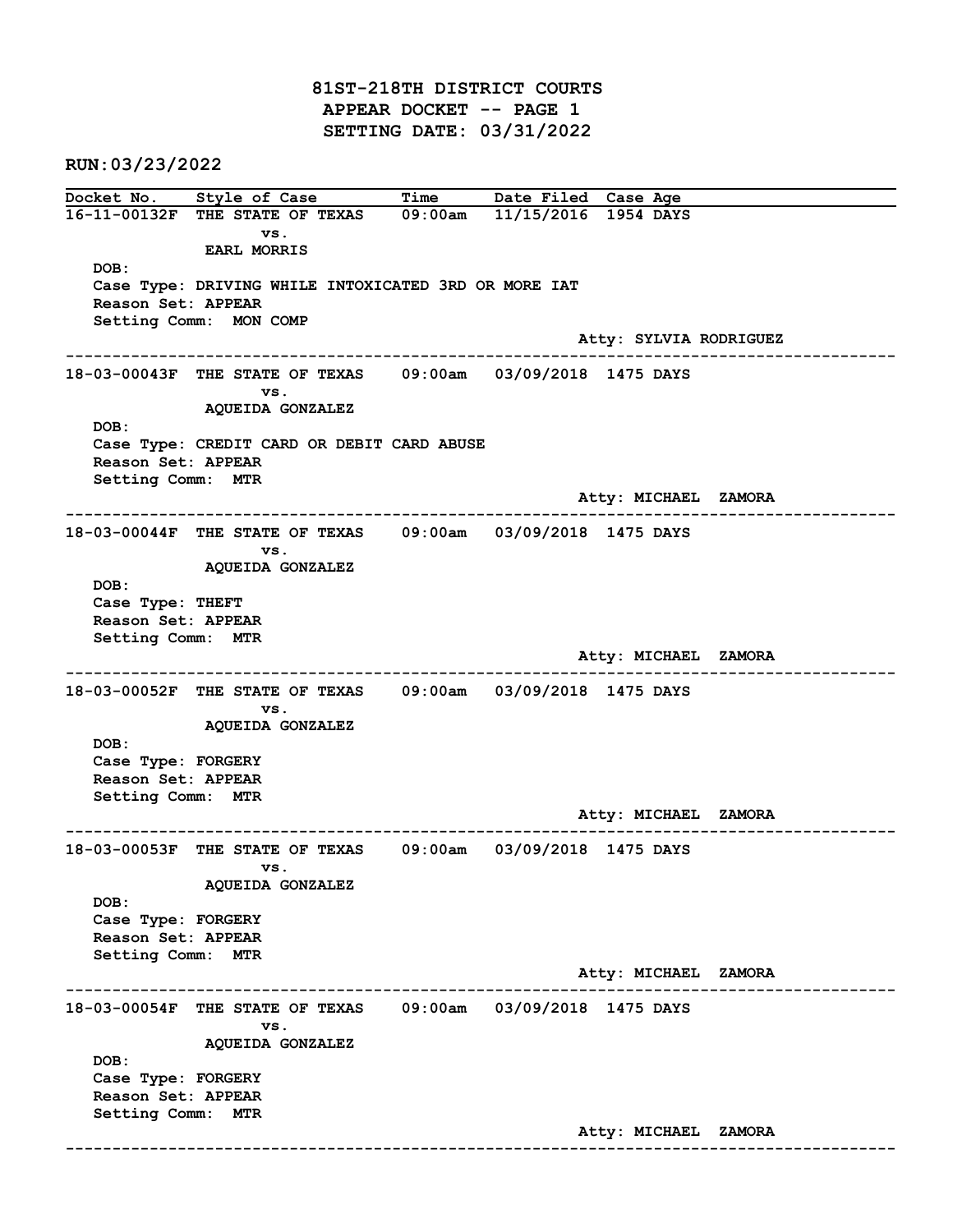# 81ST-218TH DISTRICT COURTS
## APPEAR DOCKET -- PAGE 1
## SETTING DATE: 03/31/2022

**RUN:03/23/2022**

| Docket No. | Style of Case | Time | Date Filed | Case Age |
|---|---|---|---|---|

**16-11-00132F** THE STATE OF TEXAS vs. EARL MORRIS — 09:00am — 11/15/2016 — 1954 DAYS

DOB:
Case Type: DRIVING WHILE INTOXICATED 3RD OR MORE IAT
Reason Set: APPEAR
Setting Comm: MON COMP
Atty: SYLVIA RODRIGUEZ

---

**18-03-00043F** THE STATE OF TEXAS vs. AQUEIDA GONZALEZ — 09:00am — 03/09/2018 — 1475 DAYS

DOB:
Case Type: CREDIT CARD OR DEBIT CARD ABUSE
Reason Set: APPEAR
Setting Comm: MTR
Atty: MICHAEL ZAMORA

---

**18-03-00044F** THE STATE OF TEXAS vs. AQUEIDA GONZALEZ — 09:00am — 03/09/2018 — 1475 DAYS

DOB:
Case Type: THEFT
Reason Set: APPEAR
Setting Comm: MTR
Atty: MICHAEL ZAMORA

---

**18-03-00052F** THE STATE OF TEXAS vs. AQUEIDA GONZALEZ — 09:00am — 03/09/2018 — 1475 DAYS

DOB:
Case Type: FORGERY
Reason Set: APPEAR
Setting Comm: MTR
Atty: MICHAEL ZAMORA

---

**18-03-00053F** THE STATE OF TEXAS vs. AQUEIDA GONZALEZ — 09:00am — 03/09/2018 — 1475 DAYS

DOB:
Case Type: FORGERY
Reason Set: APPEAR
Setting Comm: MTR
Atty: MICHAEL ZAMORA

---

**18-03-00054F** THE STATE OF TEXAS vs. AQUEIDA GONZALEZ — 09:00am — 03/09/2018 — 1475 DAYS

DOB:
Case Type: FORGERY
Reason Set: APPEAR
Setting Comm: MTR
Atty: MICHAEL ZAMORA

---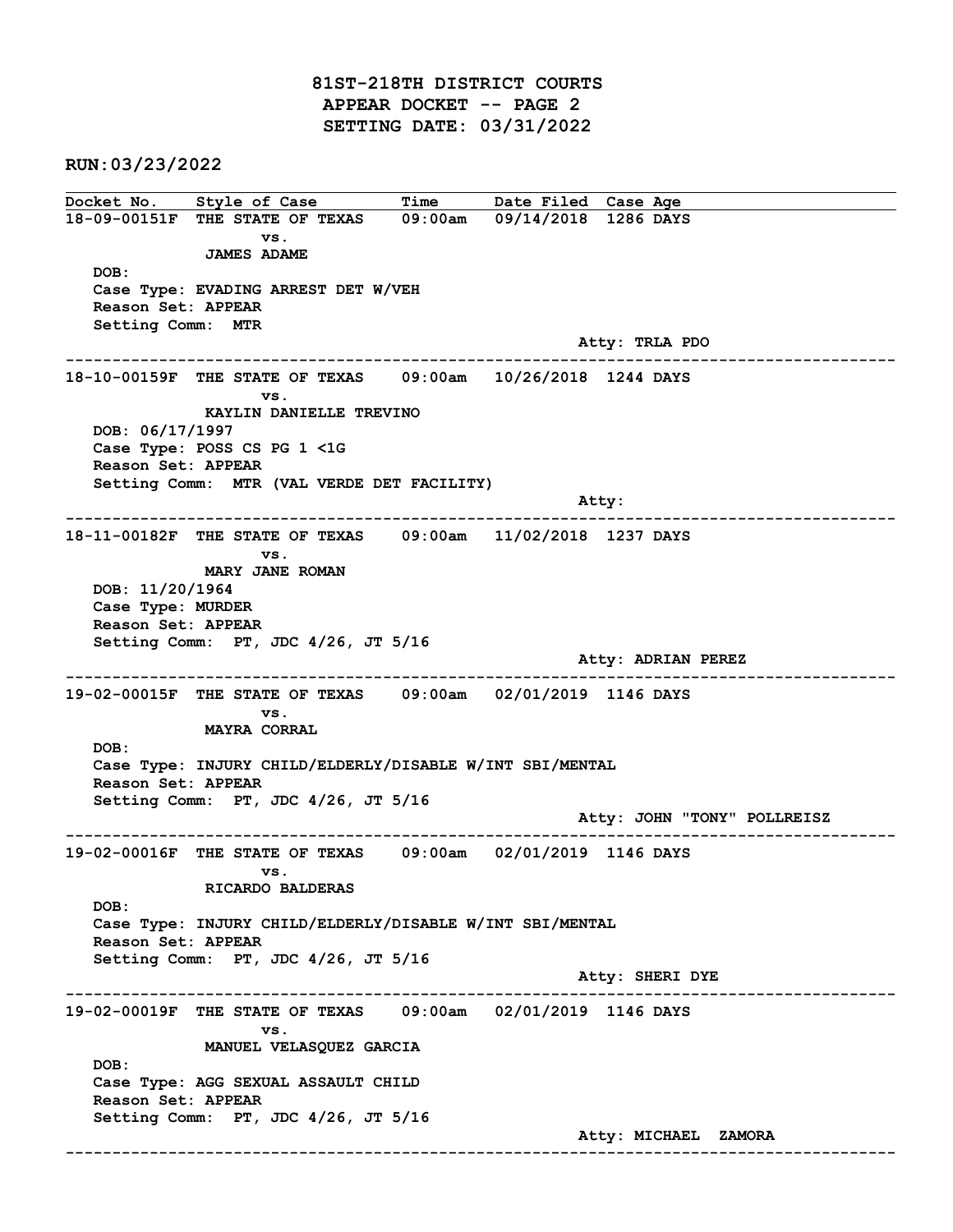# 81ST-218TH DISTRICT COURTS
## APPEAR DOCKET -- PAGE 2
## SETTING DATE: 03/31/2022

**RUN:03/23/2022**

| Docket No. | Style of Case | Time | Date Filed | Case Age |
|---|---|---|---|---|

---

**18-09-00151F** THE STATE OF TEXAS vs. JAMES ADAME — 09:00am — 09/14/2018 — 1286 DAYS

DOB:
Case Type: EVADING ARREST DET W/VEH
Reason Set: APPEAR
Setting Comm: MTR
Atty: TRLA PDO

---

**18-10-00159F** THE STATE OF TEXAS vs. KAYLIN DANIELLE TREVINO — 09:00am — 10/26/2018 — 1244 DAYS

DOB: 06/17/1997
Case Type: POSS CS PG 1 <1G
Reason Set: APPEAR
Setting Comm: MTR (VAL VERDE DET FACILITY)
Atty:

---

**18-11-00182F** THE STATE OF TEXAS vs. MARY JANE ROMAN — 09:00am — 11/02/2018 — 1237 DAYS

DOB: 11/20/1964
Case Type: MURDER
Reason Set: APPEAR
Setting Comm: PT, JDC 4/26, JT 5/16
Atty: ADRIAN PEREZ

---

**19-02-00015F** THE STATE OF TEXAS vs. MAYRA CORRAL — 09:00am — 02/01/2019 — 1146 DAYS

DOB:
Case Type: INJURY CHILD/ELDERLY/DISABLE W/INT SBI/MENTAL
Reason Set: APPEAR
Setting Comm: PT, JDC 4/26, JT 5/16
Atty: JOHN "TONY" POLLREISZ

---

**19-02-00016F** THE STATE OF TEXAS vs. RICARDO BALDERAS — 09:00am — 02/01/2019 — 1146 DAYS

DOB:
Case Type: INJURY CHILD/ELDERLY/DISABLE W/INT SBI/MENTAL
Reason Set: APPEAR
Setting Comm: PT, JDC 4/26, JT 5/16
Atty: SHERI DYE

---

**19-02-00019F** THE STATE OF TEXAS vs. MANUEL VELASQUEZ GARCIA — 09:00am — 02/01/2019 — 1146 DAYS

DOB:
Case Type: AGG SEXUAL ASSAULT CHILD
Reason Set: APPEAR
Setting Comm: PT, JDC 4/26, JT 5/16
Atty: MICHAEL ZAMORA

---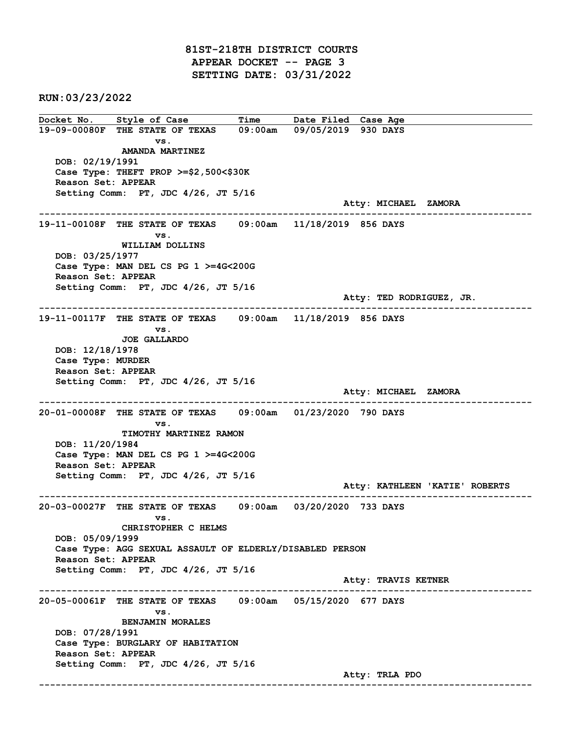# 81ST-218TH DISTRICT COURTS
## APPEAR DOCKET -- PAGE 3
## SETTING DATE: 03/31/2022

**RUN:03/23/2022**

| Docket No. | Style of Case | Time | Date Filed | Case Age |
|---|---|---|---|---|

**19-09-00080F** THE STATE OF TEXAS vs. AMANDA MARTINEZ — 09:00am — 09/05/2019 — 930 DAYS

DOB: 02/19/1991
Case Type: THEFT PROP >=$2,500<$30K
Reason Set: APPEAR
Setting Comm: PT, JDC 4/26, JT 5/16
Atty: MICHAEL ZAMORA

---

**19-11-00108F** THE STATE OF TEXAS vs. WILLIAM DOLLINS — 09:00am — 11/18/2019 — 856 DAYS

DOB: 03/25/1977
Case Type: MAN DEL CS PG 1 >=4G<200G
Reason Set: APPEAR
Setting Comm: PT, JDC 4/26, JT 5/16
Atty: TED RODRIGUEZ, JR.

---

**19-11-00117F** THE STATE OF TEXAS vs. JOE GALLARDO — 09:00am — 11/18/2019 — 856 DAYS

DOB: 12/18/1978
Case Type: MURDER
Reason Set: APPEAR
Setting Comm: PT, JDC 4/26, JT 5/16
Atty: MICHAEL ZAMORA

---

**20-01-00008F** THE STATE OF TEXAS vs. TIMOTHY MARTINEZ RAMON — 09:00am — 01/23/2020 — 790 DAYS

DOB: 11/20/1984
Case Type: MAN DEL CS PG 1 >=4G<200G
Reason Set: APPEAR
Setting Comm: PT, JDC 4/26, JT 5/16
Atty: KATHLEEN 'KATIE' ROBERTS

---

**20-03-00027F** THE STATE OF TEXAS vs. CHRISTOPHER C HELMS — 09:00am — 03/20/2020 — 733 DAYS

DOB: 05/09/1999
Case Type: AGG SEXUAL ASSAULT OF ELDERLY/DISABLED PERSON
Reason Set: APPEAR
Setting Comm: PT, JDC 4/26, JT 5/16
Atty: TRAVIS KETNER

---

**20-05-00061F** THE STATE OF TEXAS vs. BENJAMIN MORALES — 09:00am — 05/15/2020 — 677 DAYS

DOB: 07/28/1991
Case Type: BURGLARY OF HABITATION
Reason Set: APPEAR
Setting Comm: PT, JDC 4/26, JT 5/16
Atty: TRLA PDO

---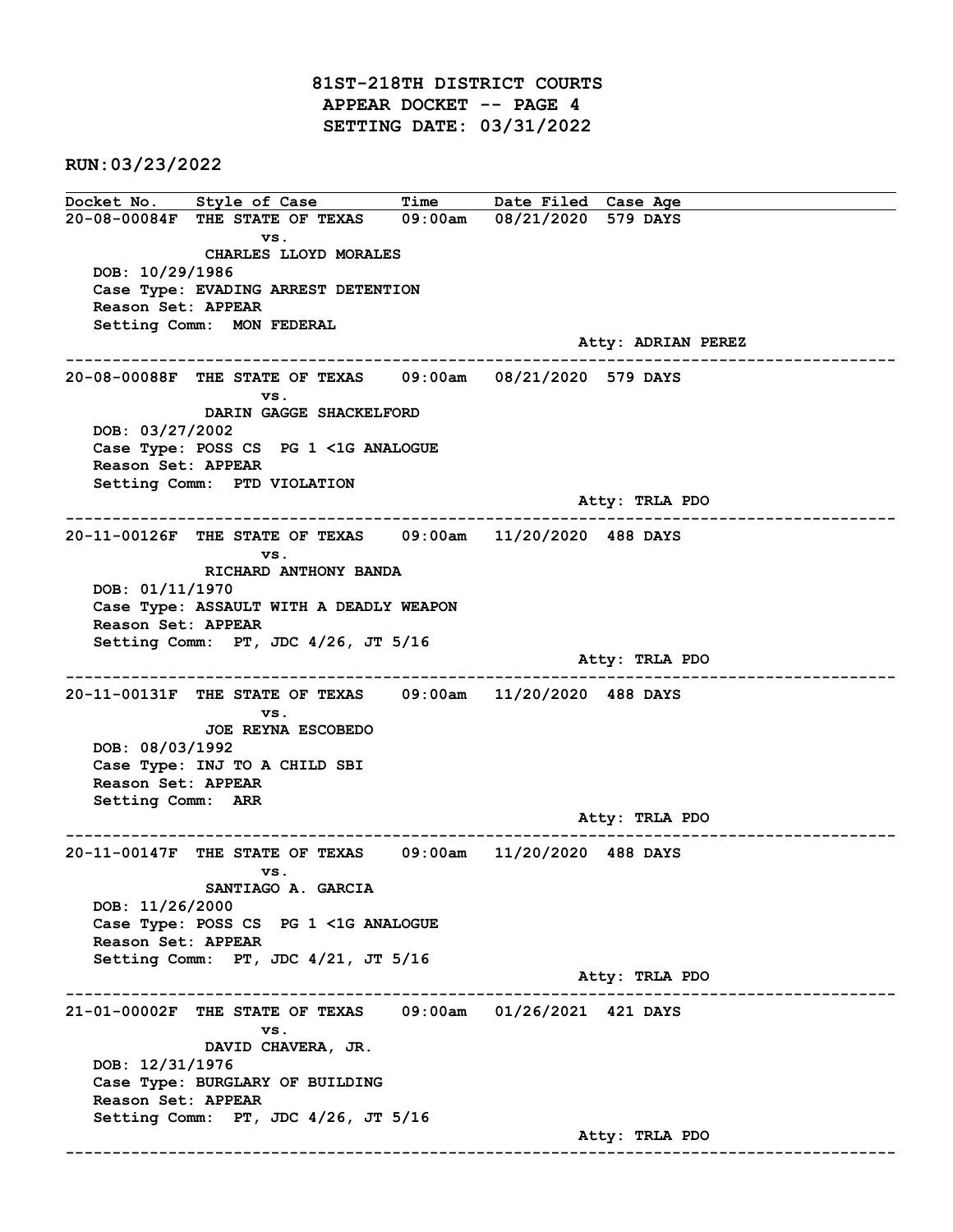# 81ST-218TH DISTRICT COURTS
## APPEAR DOCKET -- PAGE 4
## SETTING DATE: 03/31/2022

**RUN:03/23/2022**

| Docket No. | Style of Case | Time | Date Filed | Case Age |
|---|---|---|---|---|

**20-08-00084F** THE STATE OF TEXAS 09:00am 08/21/2020 579 DAYS
vs.
CHARLES LLOYD MORALES
DOB: 10/29/1986
Case Type: EVADING ARREST DETENTION
Reason Set: APPEAR
Setting Comm: MON FEDERAL
Atty: ADRIAN PEREZ

---

**20-08-00088F** THE STATE OF TEXAS 09:00am 08/21/2020 579 DAYS
vs.
DARIN GAGGE SHACKELFORD
DOB: 03/27/2002
Case Type: POSS CS PG 1 <1G ANALOGUE
Reason Set: APPEAR
Setting Comm: PTD VIOLATION
Atty: TRLA PDO

---

**20-11-00126F** THE STATE OF TEXAS 09:00am 11/20/2020 488 DAYS
vs.
RICHARD ANTHONY BANDA
DOB: 01/11/1970
Case Type: ASSAULT WITH A DEADLY WEAPON
Reason Set: APPEAR
Setting Comm: PT, JDC 4/26, JT 5/16
Atty: TRLA PDO

---

**20-11-00131F** THE STATE OF TEXAS 09:00am 11/20/2020 488 DAYS
vs.
JOE REYNA ESCOBEDO
DOB: 08/03/1992
Case Type: INJ TO A CHILD SBI
Reason Set: APPEAR
Setting Comm: ARR
Atty: TRLA PDO

---

**20-11-00147F** THE STATE OF TEXAS 09:00am 11/20/2020 488 DAYS
vs.
SANTIAGO A. GARCIA
DOB: 11/26/2000
Case Type: POSS CS PG 1 <1G ANALOGUE
Reason Set: APPEAR
Setting Comm: PT, JDC 4/21, JT 5/16
Atty: TRLA PDO

---

**21-01-00002F** THE STATE OF TEXAS 09:00am 01/26/2021 421 DAYS
vs.
DAVID CHAVERA, JR.
DOB: 12/31/1976
Case Type: BURGLARY OF BUILDING
Reason Set: APPEAR
Setting Comm: PT, JDC 4/26, JT 5/16
Atty: TRLA PDO

---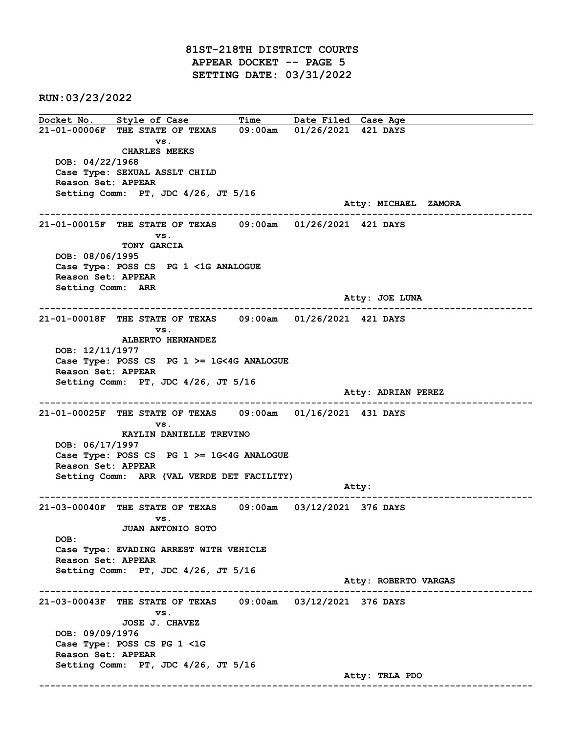**81ST-218TH DISTRICT COURTS**
**APPEAR DOCKET -- PAGE 5**
**SETTING DATE: 03/31/2022**

**RUN:03/23/2022**

| Docket No. | Style of Case | Time | Date Filed | Case Age |
|---|---|---|---|---|

---

**21-01-00006F** THE STATE OF TEXAS vs. CHARLES MEEKS — 09:00am — 01/26/2021 — 421 DAYS

DOB: 04/22/1968
Case Type: SEXUAL ASSLT CHILD
Reason Set: APPEAR
Setting Comm: PT, JDC 4/26, JT 5/16
Atty: MICHAEL ZAMORA

---

**21-01-00015F** THE STATE OF TEXAS vs. TONY GARCIA — 09:00am — 01/26/2021 — 421 DAYS

DOB: 08/06/1995
Case Type: POSS CS PG 1 <1G ANALOGUE
Reason Set: APPEAR
Setting Comm: ARR
Atty: JOE LUNA

---

**21-01-00018F** THE STATE OF TEXAS vs. ALBERTO HERNANDEZ — 09:00am — 01/26/2021 — 421 DAYS

DOB: 12/11/1977
Case Type: POSS CS PG 1 >= 1G<4G ANALOGUE
Reason Set: APPEAR
Setting Comm: PT, JDC 4/26, JT 5/16
Atty: ADRIAN PEREZ

---

**21-01-00025F** THE STATE OF TEXAS vs. KAYLIN DANIELLE TREVINO — 09:00am — 01/16/2021 — 431 DAYS

DOB: 06/17/1997
Case Type: POSS CS PG 1 >= 1G<4G ANALOGUE
Reason Set: APPEAR
Setting Comm: ARR (VAL VERDE DET FACILITY)
Atty:

---

**21-03-00040F** THE STATE OF TEXAS vs. JUAN ANTONIO SOTO — 09:00am — 03/12/2021 — 376 DAYS

DOB:
Case Type: EVADING ARREST WITH VEHICLE
Reason Set: APPEAR
Setting Comm: PT, JDC 4/26, JT 5/16
Atty: ROBERTO VARGAS

---

**21-03-00043F** THE STATE OF TEXAS vs. JOSE J. CHAVEZ — 09:00am — 03/12/2021 — 376 DAYS

DOB: 09/09/1976
Case Type: POSS CS PG 1 <1G
Reason Set: APPEAR
Setting Comm: PT, JDC 4/26, JT 5/16
Atty: TRLA PDO

---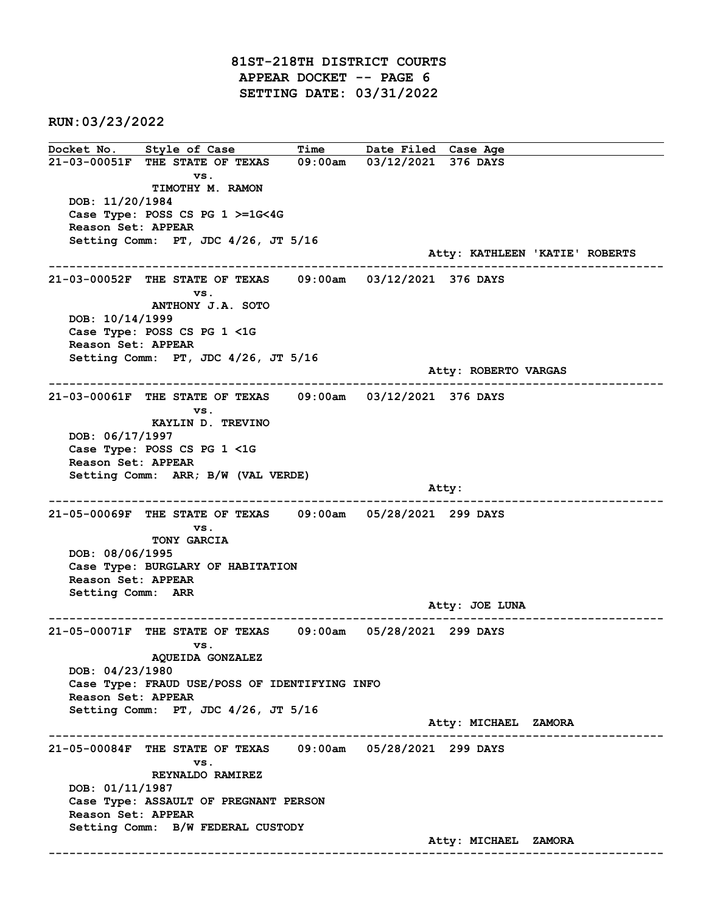# 81ST-218TH DISTRICT COURTS
## APPEAR DOCKET -- PAGE 6
## SETTING DATE: 03/31/2022

**RUN:03/23/2022**

| Docket No. | Style of Case | Time | Date Filed | Case Age |
|---|---|---|---|---|

**21-03-00051F** THE STATE OF TEXAS vs. TIMOTHY M. RAMON — 09:00am — 03/12/2021 — 376 DAYS

DOB: 11/20/1984
Case Type: POSS CS PG 1 >=1G<4G
Reason Set: APPEAR
Setting Comm: PT, JDC 4/26, JT 5/16
Atty: KATHLEEN 'KATIE' ROBERTS

---

**21-03-00052F** THE STATE OF TEXAS vs. ANTHONY J.A. SOTO — 09:00am — 03/12/2021 — 376 DAYS

DOB: 10/14/1999
Case Type: POSS CS PG 1 <1G
Reason Set: APPEAR
Setting Comm: PT, JDC 4/26, JT 5/16
Atty: ROBERTO VARGAS

---

**21-03-00061F** THE STATE OF TEXAS vs. KAYLIN D. TREVINO — 09:00am — 03/12/2021 — 376 DAYS

DOB: 06/17/1997
Case Type: POSS CS PG 1 <1G
Reason Set: APPEAR
Setting Comm: ARR; B/W (VAL VERDE)
Atty:

---

**21-05-00069F** THE STATE OF TEXAS vs. TONY GARCIA — 09:00am — 05/28/2021 — 299 DAYS

DOB: 08/06/1995
Case Type: BURGLARY OF HABITATION
Reason Set: APPEAR
Setting Comm: ARR
Atty: JOE LUNA

---

**21-05-00071F** THE STATE OF TEXAS vs. AQUEIDA GONZALEZ — 09:00am — 05/28/2021 — 299 DAYS

DOB: 04/23/1980
Case Type: FRAUD USE/POSS OF IDENTIFYING INFO
Reason Set: APPEAR
Setting Comm: PT, JDC 4/26, JT 5/16
Atty: MICHAEL ZAMORA

---

**21-05-00084F** THE STATE OF TEXAS vs. REYNALDO RAMIREZ — 09:00am — 05/28/2021 — 299 DAYS

DOB: 01/11/1987
Case Type: ASSAULT OF PREGNANT PERSON
Reason Set: APPEAR
Setting Comm: B/W FEDERAL CUSTODY
Atty: MICHAEL ZAMORA

---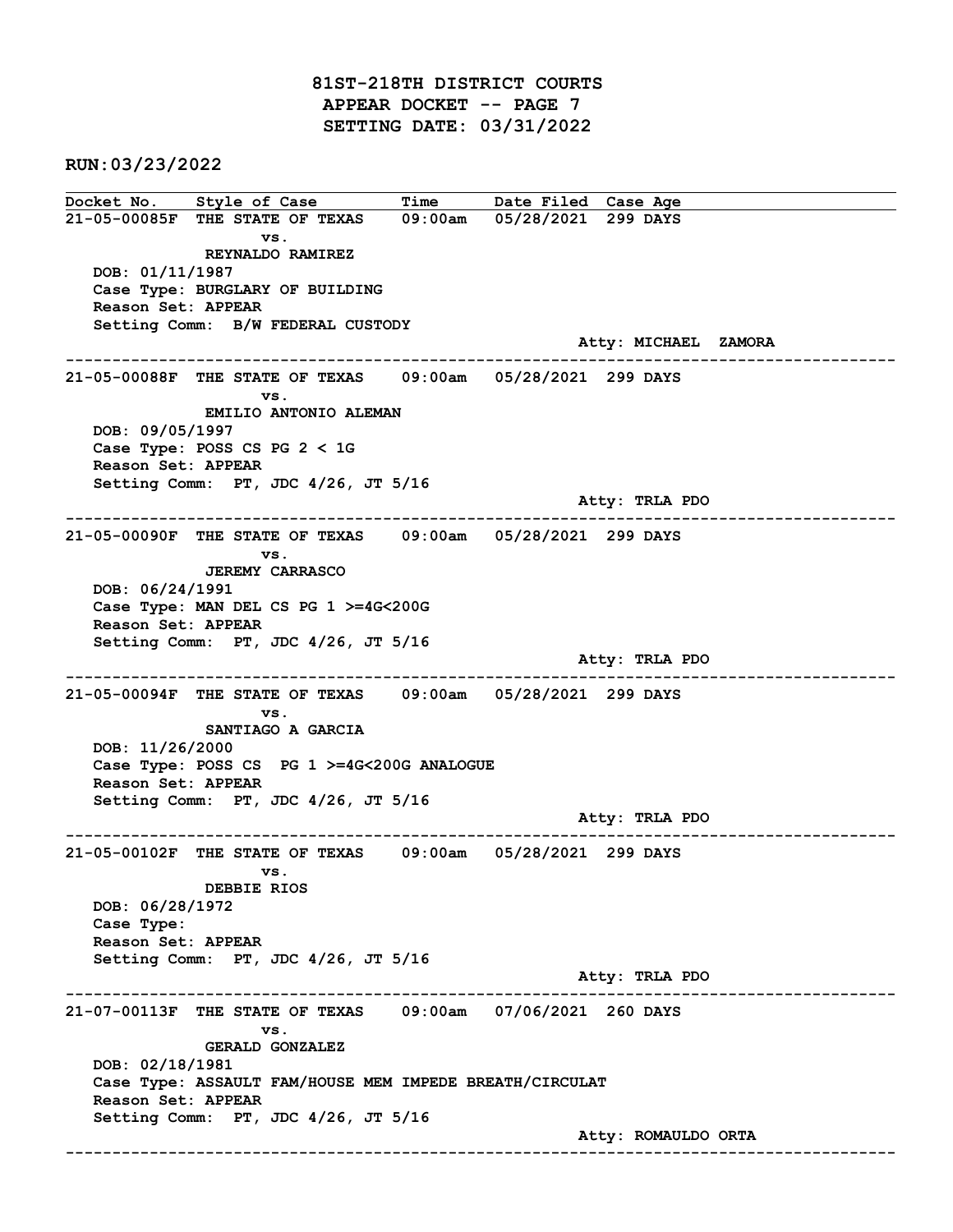# 81ST-218TH DISTRICT COURTS
## APPEAR DOCKET -- PAGE 7
## SETTING DATE: 03/31/2022

**RUN:03/23/2022**

| Docket No. | Style of Case | Time | Date Filed | Case Age |
|---|---|---|---|---|

---

**21-05-00085F** THE STATE OF TEXAS vs. REYNALDO RAMIREZ — 09:00am — 05/28/2021 — 299 DAYS

DOB: 01/11/1987
Case Type: BURGLARY OF BUILDING
Reason Set: APPEAR
Setting Comm: B/W FEDERAL CUSTODY
Atty: MICHAEL ZAMORA

---

**21-05-00088F** THE STATE OF TEXAS vs. EMILIO ANTONIO ALEMAN — 09:00am — 05/28/2021 — 299 DAYS

DOB: 09/05/1997
Case Type: POSS CS PG 2 < 1G
Reason Set: APPEAR
Setting Comm: PT, JDC 4/26, JT 5/16
Atty: TRLA PDO

---

**21-05-00090F** THE STATE OF TEXAS vs. JEREMY CARRASCO — 09:00am — 05/28/2021 — 299 DAYS

DOB: 06/24/1991
Case Type: MAN DEL CS PG 1 >=4G<200G
Reason Set: APPEAR
Setting Comm: PT, JDC 4/26, JT 5/16
Atty: TRLA PDO

---

**21-05-00094F** THE STATE OF TEXAS vs. SANTIAGO A GARCIA — 09:00am — 05/28/2021 — 299 DAYS

DOB: 11/26/2000
Case Type: POSS CS PG 1 >=4G<200G ANALOGUE
Reason Set: APPEAR
Setting Comm: PT, JDC 4/26, JT 5/16
Atty: TRLA PDO

---

**21-05-00102F** THE STATE OF TEXAS vs. DEBBIE RIOS — 09:00am — 05/28/2021 — 299 DAYS

DOB: 06/28/1972
Case Type:
Reason Set: APPEAR
Setting Comm: PT, JDC 4/26, JT 5/16
Atty: TRLA PDO

---

**21-07-00113F** THE STATE OF TEXAS vs. GERALD GONZALEZ — 09:00am — 07/06/2021 — 260 DAYS

DOB: 02/18/1981
Case Type: ASSAULT FAM/HOUSE MEM IMPEDE BREATH/CIRCULAT
Reason Set: APPEAR
Setting Comm: PT, JDC 4/26, JT 5/16
Atty: ROMAULDO ORTA

---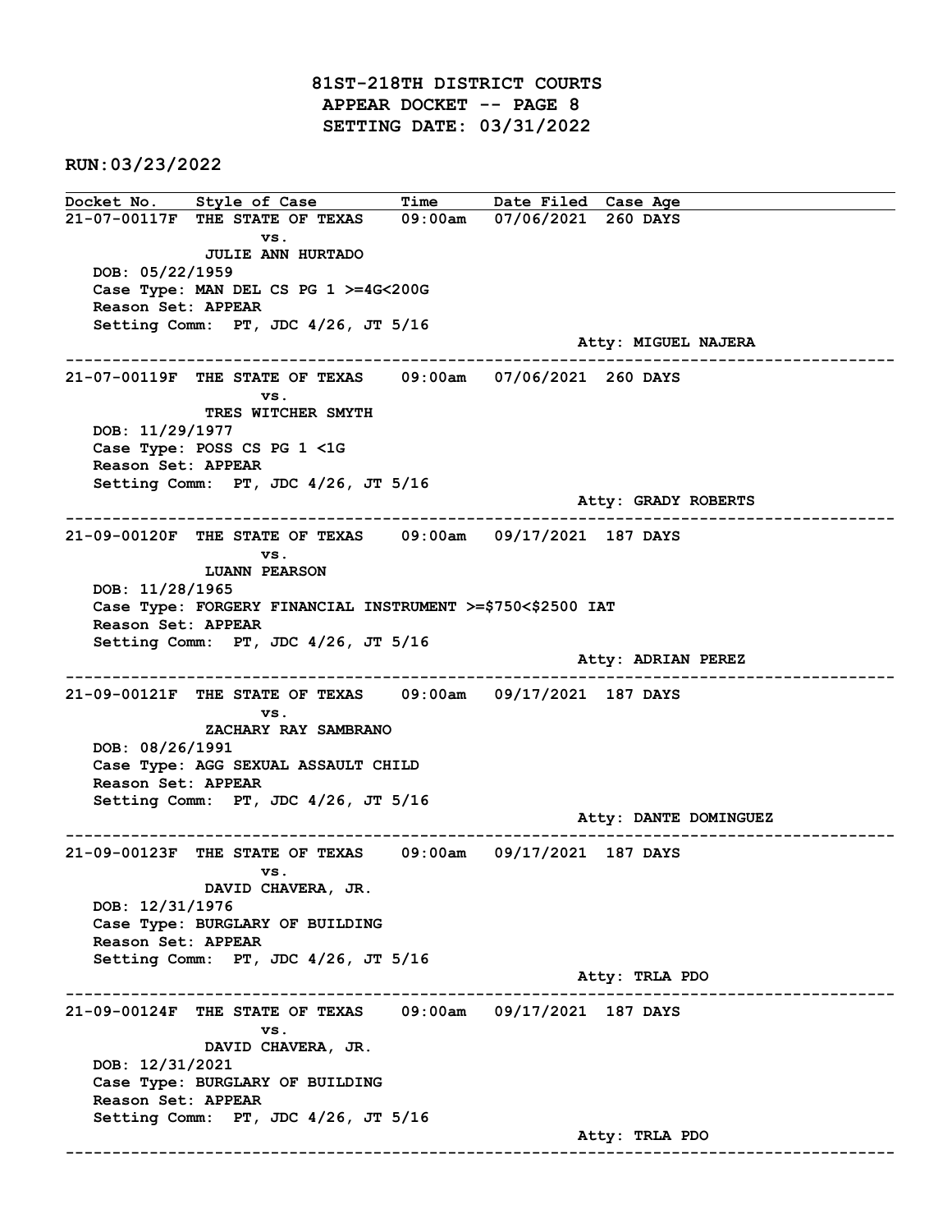# 81ST-218TH DISTRICT COURTS
## APPEAR DOCKET -- PAGE 8
## SETTING DATE: 03/31/2022

**RUN:03/23/2022**

| Docket No. | Style of Case | Time | Date Filed | Case Age |
|---|---|---|---|---|

**21-07-00117F** THE STATE OF TEXAS vs. JULIE ANN HURTADO — 09:00am — 07/06/2021 — 260 DAYS

DOB: 05/22/1959
Case Type: MAN DEL CS PG 1 >=4G<200G
Reason Set: APPEAR
Setting Comm: PT, JDC 4/26, JT 5/16
Atty: MIGUEL NAJERA

---

**21-07-00119F** THE STATE OF TEXAS vs. TRES WITCHER SMYTH — 09:00am — 07/06/2021 — 260 DAYS

DOB: 11/29/1977
Case Type: POSS CS PG 1 <1G
Reason Set: APPEAR
Setting Comm: PT, JDC 4/26, JT 5/16
Atty: GRADY ROBERTS

---

**21-09-00120F** THE STATE OF TEXAS vs. LUANN PEARSON — 09:00am — 09/17/2021 — 187 DAYS

DOB: 11/28/1965
Case Type: FORGERY FINANCIAL INSTRUMENT >=$750<$2500 IAT
Reason Set: APPEAR
Setting Comm: PT, JDC 4/26, JT 5/16
Atty: ADRIAN PEREZ

---

**21-09-00121F** THE STATE OF TEXAS vs. ZACHARY RAY SAMBRANO — 09:00am — 09/17/2021 — 187 DAYS

DOB: 08/26/1991
Case Type: AGG SEXUAL ASSAULT CHILD
Reason Set: APPEAR
Setting Comm: PT, JDC 4/26, JT 5/16
Atty: DANTE DOMINGUEZ

---

**21-09-00123F** THE STATE OF TEXAS vs. DAVID CHAVERA, JR. — 09:00am — 09/17/2021 — 187 DAYS

DOB: 12/31/1976
Case Type: BURGLARY OF BUILDING
Reason Set: APPEAR
Setting Comm: PT, JDC 4/26, JT 5/16
Atty: TRLA PDO

---

**21-09-00124F** THE STATE OF TEXAS vs. DAVID CHAVERA, JR. — 09:00am — 09/17/2021 — 187 DAYS

DOB: 12/31/2021
Case Type: BURGLARY OF BUILDING
Reason Set: APPEAR
Setting Comm: PT, JDC 4/26, JT 5/16
Atty: TRLA PDO

---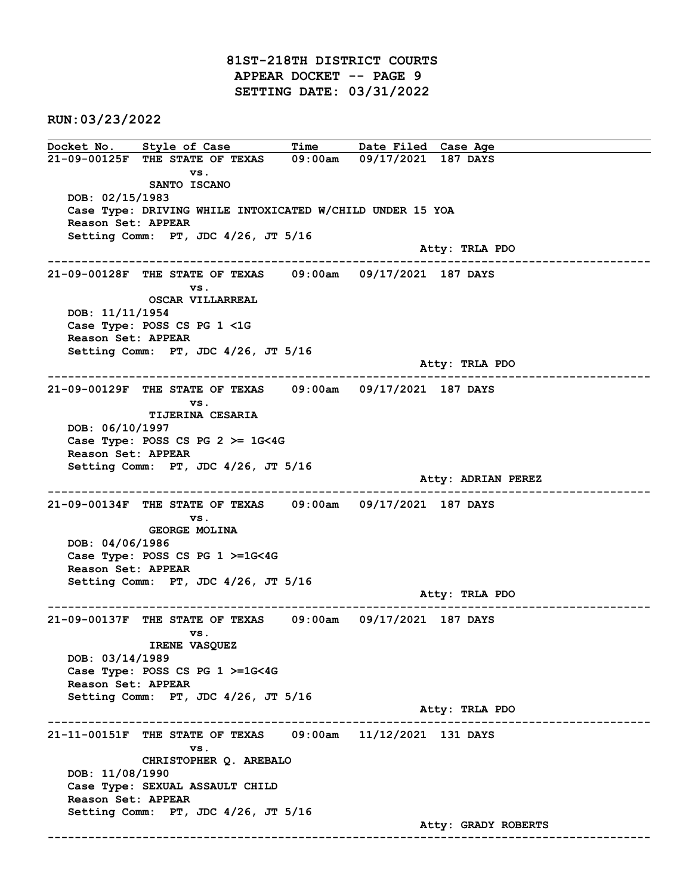# 81ST-218TH DISTRICT COURTS
## APPEAR DOCKET -- PAGE 9
## SETTING DATE: 03/31/2022

**RUN:03/23/2022**

| Docket No. | Style of Case | Time | Date Filed | Case Age |
|---|---|---|---|---|

**21-09-00125F** THE STATE OF TEXAS vs. SANTO ISCANO — 09:00am — 09/17/2021 — 187 DAYS

DOB: 02/15/1983
Case Type: DRIVING WHILE INTOXICATED W/CHILD UNDER 15 YOA
Reason Set: APPEAR
Setting Comm: PT, JDC 4/26, JT 5/16
Atty: TRLA PDO

---

**21-09-00128F** THE STATE OF TEXAS vs. OSCAR VILLARREAL — 09:00am — 09/17/2021 — 187 DAYS

DOB: 11/11/1954
Case Type: POSS CS PG 1 <1G
Reason Set: APPEAR
Setting Comm: PT, JDC 4/26, JT 5/16
Atty: TRLA PDO

---

**21-09-00129F** THE STATE OF TEXAS vs. TIJERINA CESARIA — 09:00am — 09/17/2021 — 187 DAYS

DOB: 06/10/1997
Case Type: POSS CS PG 2 >= 1G<4G
Reason Set: APPEAR
Setting Comm: PT, JDC 4/26, JT 5/16
Atty: ADRIAN PEREZ

---

**21-09-00134F** THE STATE OF TEXAS vs. GEORGE MOLINA — 09:00am — 09/17/2021 — 187 DAYS

DOB: 04/06/1986
Case Type: POSS CS PG 1 >=1G<4G
Reason Set: APPEAR
Setting Comm: PT, JDC 4/26, JT 5/16
Atty: TRLA PDO

---

**21-09-00137F** THE STATE OF TEXAS vs. IRENE VASQUEZ — 09:00am — 09/17/2021 — 187 DAYS

DOB: 03/14/1989
Case Type: POSS CS PG 1 >=1G<4G
Reason Set: APPEAR
Setting Comm: PT, JDC 4/26, JT 5/16
Atty: TRLA PDO

---

**21-11-00151F** THE STATE OF TEXAS vs. CHRISTOPHER Q. AREBALO — 09:00am — 11/12/2021 — 131 DAYS

DOB: 11/08/1990
Case Type: SEXUAL ASSAULT CHILD
Reason Set: APPEAR
Setting Comm: PT, JDC 4/26, JT 5/16
Atty: GRADY ROBERTS

---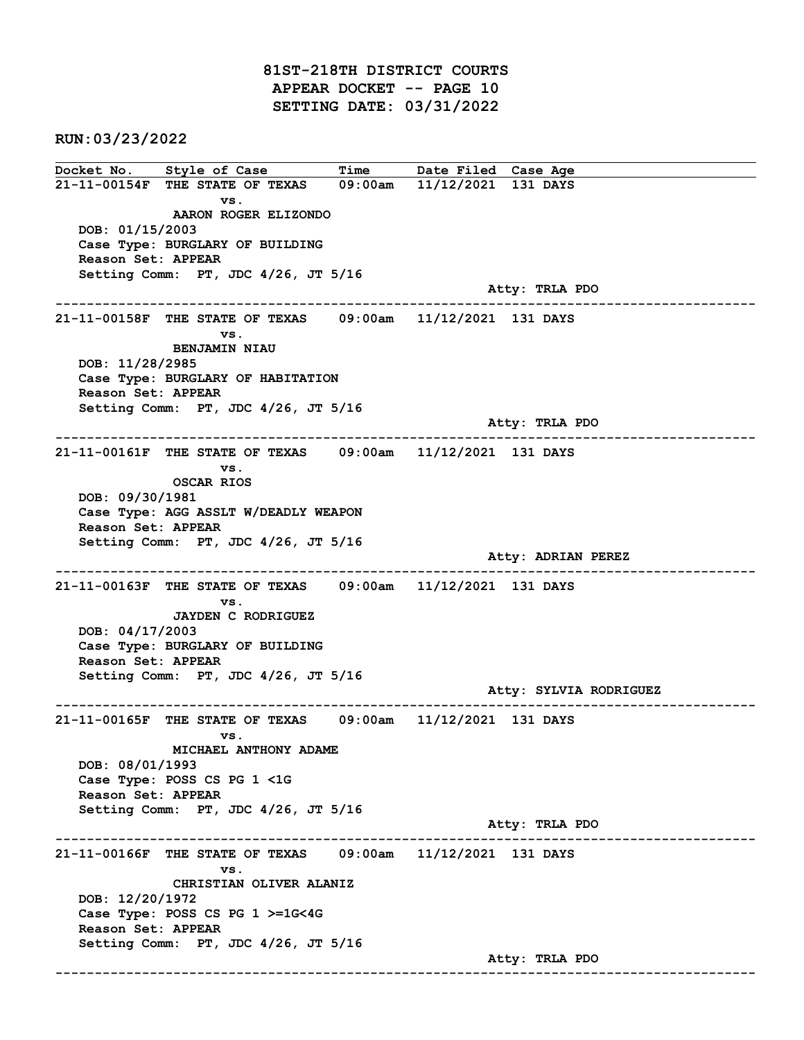# 81ST-218TH DISTRICT COURTS
## APPEAR DOCKET -- PAGE 10
## SETTING DATE: 03/31/2022

**RUN:03/23/2022**

| Docket No. | Style of Case | Time | Date Filed | Case Age |
|---|---|---|---|---|

---

**21-11-00154F** THE STATE OF TEXAS vs. AARON ROGER ELIZONDO — 09:00am — 11/12/2021 — 131 DAYS

DOB: 01/15/2003
Case Type: BURGLARY OF BUILDING
Reason Set: APPEAR
Setting Comm: PT, JDC 4/26, JT 5/16
Atty: TRLA PDO

---

**21-11-00158F** THE STATE OF TEXAS vs. BENJAMIN NIAU — 09:00am — 11/12/2021 — 131 DAYS

DOB: 11/28/2985
Case Type: BURGLARY OF HABITATION
Reason Set: APPEAR
Setting Comm: PT, JDC 4/26, JT 5/16
Atty: TRLA PDO

---

**21-11-00161F** THE STATE OF TEXAS vs. OSCAR RIOS — 09:00am — 11/12/2021 — 131 DAYS

DOB: 09/30/1981
Case Type: AGG ASSLT W/DEADLY WEAPON
Reason Set: APPEAR
Setting Comm: PT, JDC 4/26, JT 5/16
Atty: ADRIAN PEREZ

---

**21-11-00163F** THE STATE OF TEXAS vs. JAYDEN C RODRIGUEZ — 09:00am — 11/12/2021 — 131 DAYS

DOB: 04/17/2003
Case Type: BURGLARY OF BUILDING
Reason Set: APPEAR
Setting Comm: PT, JDC 4/26, JT 5/16
Atty: SYLVIA RODRIGUEZ

---

**21-11-00165F** THE STATE OF TEXAS vs. MICHAEL ANTHONY ADAME — 09:00am — 11/12/2021 — 131 DAYS

DOB: 08/01/1993
Case Type: POSS CS PG 1 <1G
Reason Set: APPEAR
Setting Comm: PT, JDC 4/26, JT 5/16
Atty: TRLA PDO

---

**21-11-00166F** THE STATE OF TEXAS vs. CHRISTIAN OLIVER ALANIZ — 09:00am — 11/12/2021 — 131 DAYS

DOB: 12/20/1972
Case Type: POSS CS PG 1 >=1G<4G
Reason Set: APPEAR
Setting Comm: PT, JDC 4/26, JT 5/16
Atty: TRLA PDO

---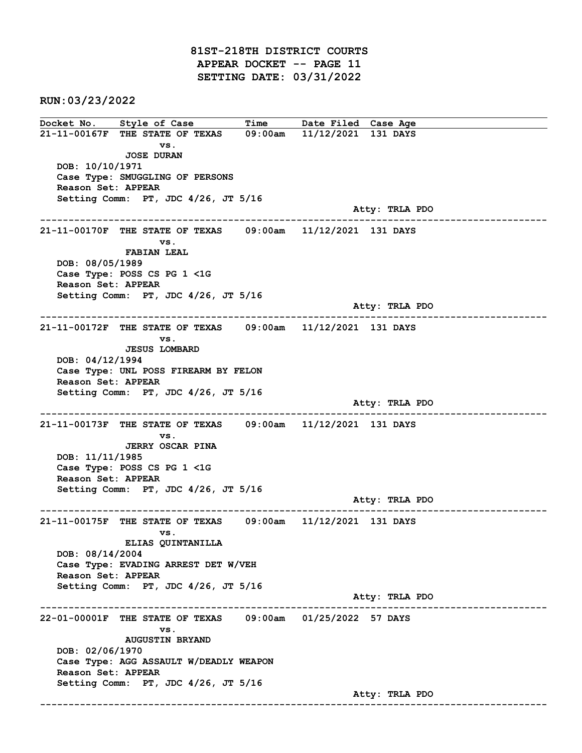# 81ST-218TH DISTRICT COURTS
## APPEAR DOCKET -- PAGE 11
## SETTING DATE: 03/31/2022

**RUN:03/23/2022**

| Docket No. | Style of Case | Time | Date Filed | Case Age |
|---|---|---|---|---|
| 21-11-00167F | THE STATE OF TEXAS vs. JOSE DURAN | 09:00am | 11/12/2021 | 131 DAYS |

DOB: 10/10/1971
Case Type: SMUGGLING OF PERSONS
Reason Set: APPEAR
Setting Comm: PT, JDC 4/26, JT 5/16
Atty: TRLA PDO

---

| Docket No. | Style of Case | Time | Date Filed | Case Age |
|---|---|---|---|---|
| 21-11-00170F | THE STATE OF TEXAS vs. FABIAN LEAL | 09:00am | 11/12/2021 | 131 DAYS |

DOB: 08/05/1989
Case Type: POSS CS PG 1 <1G
Reason Set: APPEAR
Setting Comm: PT, JDC 4/26, JT 5/16
Atty: TRLA PDO

---

| Docket No. | Style of Case | Time | Date Filed | Case Age |
|---|---|---|---|---|
| 21-11-00172F | THE STATE OF TEXAS vs. JESUS LOMBARD | 09:00am | 11/12/2021 | 131 DAYS |

DOB: 04/12/1994
Case Type: UNL POSS FIREARM BY FELON
Reason Set: APPEAR
Setting Comm: PT, JDC 4/26, JT 5/16
Atty: TRLA PDO

---

| Docket No. | Style of Case | Time | Date Filed | Case Age |
|---|---|---|---|---|
| 21-11-00173F | THE STATE OF TEXAS vs. JERRY OSCAR PINA | 09:00am | 11/12/2021 | 131 DAYS |

DOB: 11/11/1985
Case Type: POSS CS PG 1 <1G
Reason Set: APPEAR
Setting Comm: PT, JDC 4/26, JT 5/16
Atty: TRLA PDO

---

| Docket No. | Style of Case | Time | Date Filed | Case Age |
|---|---|---|---|---|
| 21-11-00175F | THE STATE OF TEXAS vs. ELIAS QUINTANILLA | 09:00am | 11/12/2021 | 131 DAYS |

DOB: 08/14/2004
Case Type: EVADING ARREST DET W/VEH
Reason Set: APPEAR
Setting Comm: PT, JDC 4/26, JT 5/16
Atty: TRLA PDO

---

| Docket No. | Style of Case | Time | Date Filed | Case Age |
|---|---|---|---|---|
| 22-01-00001F | THE STATE OF TEXAS vs. AUGUSTIN BRYAND | 09:00am | 01/25/2022 | 57 DAYS |

DOB: 02/06/1970
Case Type: AGG ASSAULT W/DEADLY WEAPON
Reason Set: APPEAR
Setting Comm: PT, JDC 4/26, JT 5/16
Atty: TRLA PDO

---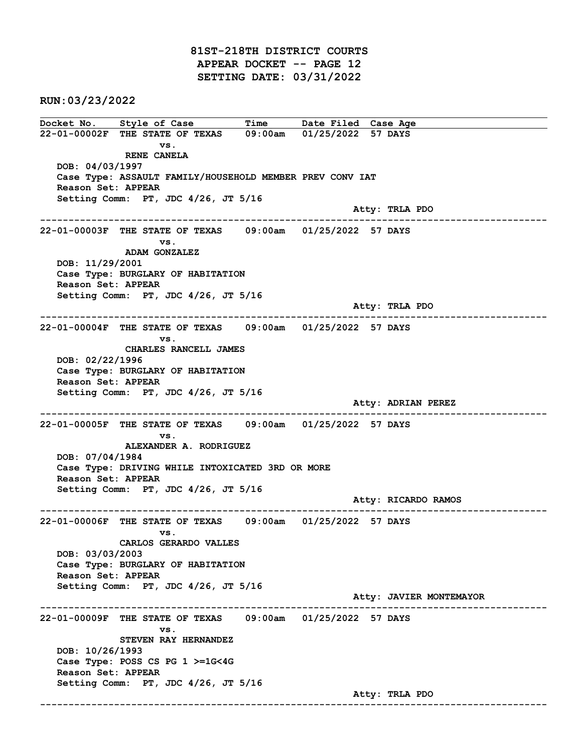# 81ST-218TH DISTRICT COURTS
## APPEAR DOCKET -- PAGE 12
## SETTING DATE: 03/31/2022

**RUN:03/23/2022**

| Docket No. | Style of Case | Time | Date Filed | Case Age |
|---|---|---|---|---|

---

**22-01-00002F** THE STATE OF TEXAS vs. RENE CANELA — 09:00am — 01/25/2022 — 57 DAYS

DOB: 04/03/1997
Case Type: ASSAULT FAMILY/HOUSEHOLD MEMBER PREV CONV IAT
Reason Set: APPEAR
Setting Comm: PT, JDC 4/26, JT 5/16
Atty: TRLA PDO

---

**22-01-00003F** THE STATE OF TEXAS vs. ADAM GONZALEZ — 09:00am — 01/25/2022 — 57 DAYS

DOB: 11/29/2001
Case Type: BURGLARY OF HABITATION
Reason Set: APPEAR
Setting Comm: PT, JDC 4/26, JT 5/16
Atty: TRLA PDO

---

**22-01-00004F** THE STATE OF TEXAS vs. CHARLES RANCELL JAMES — 09:00am — 01/25/2022 — 57 DAYS

DOB: 02/22/1996
Case Type: BURGLARY OF HABITATION
Reason Set: APPEAR
Setting Comm: PT, JDC 4/26, JT 5/16
Atty: ADRIAN PEREZ

---

**22-01-00005F** THE STATE OF TEXAS vs. ALEXANDER A. RODRIGUEZ — 09:00am — 01/25/2022 — 57 DAYS

DOB: 07/04/1984
Case Type: DRIVING WHILE INTOXICATED 3RD OR MORE
Reason Set: APPEAR
Setting Comm: PT, JDC 4/26, JT 5/16
Atty: RICARDO RAMOS

---

**22-01-00006F** THE STATE OF TEXAS vs. CARLOS GERARDO VALLES — 09:00am — 01/25/2022 — 57 DAYS

DOB: 03/03/2003
Case Type: BURGLARY OF HABITATION
Reason Set: APPEAR
Setting Comm: PT, JDC 4/26, JT 5/16
Atty: JAVIER MONTEMAYOR

---

**22-01-00009F** THE STATE OF TEXAS vs. STEVEN RAY HERNANDEZ — 09:00am — 01/25/2022 — 57 DAYS

DOB: 10/26/1993
Case Type: POSS CS PG 1 >=1G<4G
Reason Set: APPEAR
Setting Comm: PT, JDC 4/26, JT 5/16
Atty: TRLA PDO

---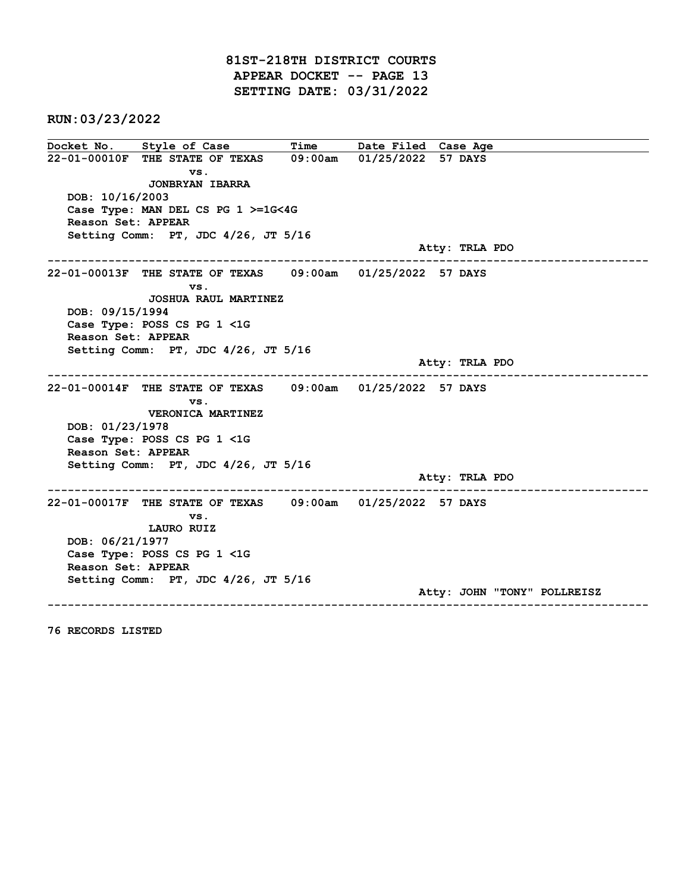**81ST-218TH DISTRICT COURTS**
**APPEAR DOCKET -- PAGE 13**
**SETTING DATE: 03/31/2022**

**RUN:03/23/2022**

| Docket No. | Style of Case | Time | Date Filed | Case Age |
|---|---|---|---|---|

**22-01-00010F** THE STATE OF TEXAS 09:00am 01/25/2022 57 DAYS
vs.
JONBRYAN IBARRA
DOB: 10/16/2003
Case Type: MAN DEL CS PG 1 >=1G<4G
Reason Set: APPEAR
Setting Comm: PT, JDC 4/26, JT 5/16
Atty: TRLA PDO

---

**22-01-00013F** THE STATE OF TEXAS 09:00am 01/25/2022 57 DAYS
vs.
JOSHUA RAUL MARTINEZ
DOB: 09/15/1994
Case Type: POSS CS PG 1 <1G
Reason Set: APPEAR
Setting Comm: PT, JDC 4/26, JT 5/16
Atty: TRLA PDO

---

**22-01-00014F** THE STATE OF TEXAS 09:00am 01/25/2022 57 DAYS
vs.
VERONICA MARTINEZ
DOB: 01/23/1978
Case Type: POSS CS PG 1 <1G
Reason Set: APPEAR
Setting Comm: PT, JDC 4/26, JT 5/16
Atty: TRLA PDO

---

**22-01-00017F** THE STATE OF TEXAS 09:00am 01/25/2022 57 DAYS
vs.
LAURO RUIZ
DOB: 06/21/1977
Case Type: POSS CS PG 1 <1G
Reason Set: APPEAR
Setting Comm: PT, JDC 4/26, JT 5/16
Atty: JOHN "TONY" POLLREISZ

---

**76 RECORDS LISTED**